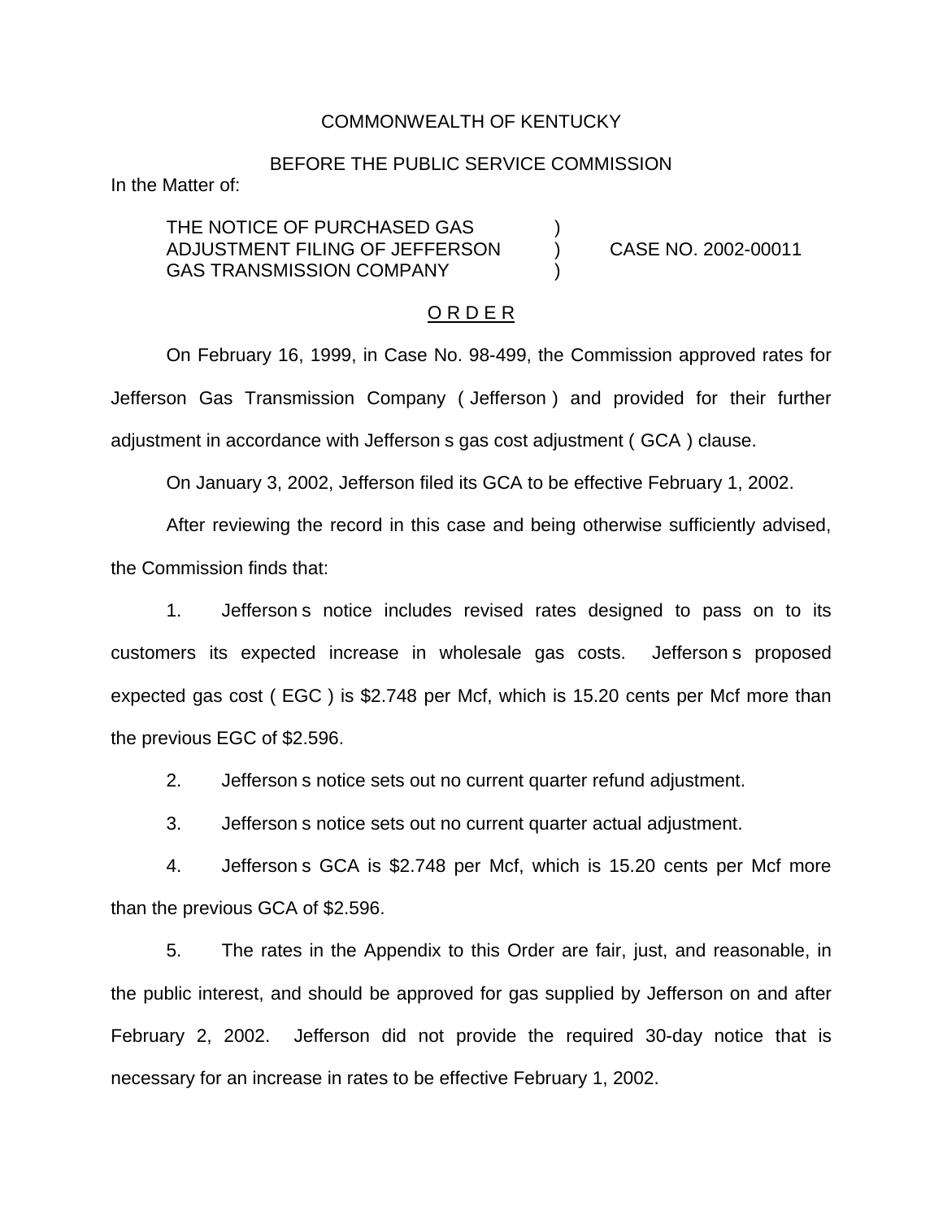COMMONWEALTH OF KENTUCKY

BEFORE THE PUBLIC SERVICE COMMISSION

In the Matter of:

THE NOTICE OF PURCHASED GAS ADJUSTMENT FILING OF JEFFERSON GAS TRANSMISSION COMPANY ) CASE NO. 2002-00011

O R D E R

On February 16, 1999, in Case No. 98-499, the Commission approved rates for Jefferson Gas Transmission Company ( Jefferson ) and provided for their further adjustment in accordance with Jefferson s gas cost adjustment ( GCA ) clause.

On January 3, 2002, Jefferson filed its GCA to be effective February 1, 2002.

After reviewing the record in this case and being otherwise sufficiently advised, the Commission finds that:

1. Jefferson s notice includes revised rates designed to pass on to its customers its expected increase in wholesale gas costs. Jefferson s proposed expected gas cost ( EGC ) is $2.748 per Mcf, which is 15.20 cents per Mcf more than the previous EGC of $2.596.

2. Jefferson s notice sets out no current quarter refund adjustment.

3. Jefferson s notice sets out no current quarter actual adjustment.

4. Jefferson s GCA is $2.748 per Mcf, which is 15.20 cents per Mcf more than the previous GCA of $2.596.

5. The rates in the Appendix to this Order are fair, just, and reasonable, in the public interest, and should be approved for gas supplied by Jefferson on and after February 2, 2002. Jefferson did not provide the required 30-day notice that is necessary for an increase in rates to be effective February 1, 2002.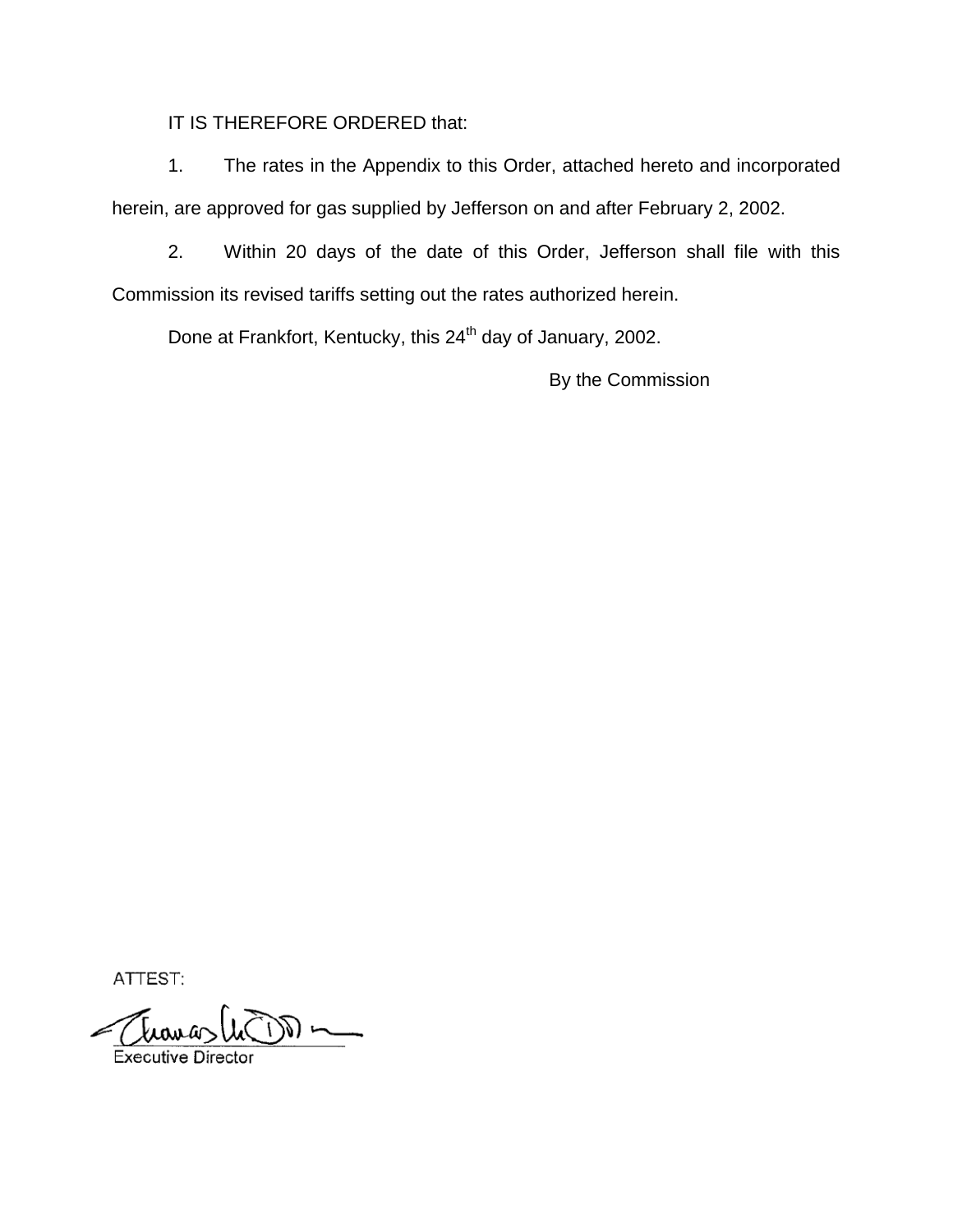IT IS THEREFORE ORDERED that:

1. The rates in the Appendix to this Order, attached hereto and incorporated herein, are approved for gas supplied by Jefferson on and after February 2, 2002.

2. Within 20 days of the date of this Order, Jefferson shall file with this Commission its revised tariffs setting out the rates authorized herein.

Done at Frankfort, Kentucky, this 24th day of January, 2002.

By the Commission

ATTEST:

Executive Director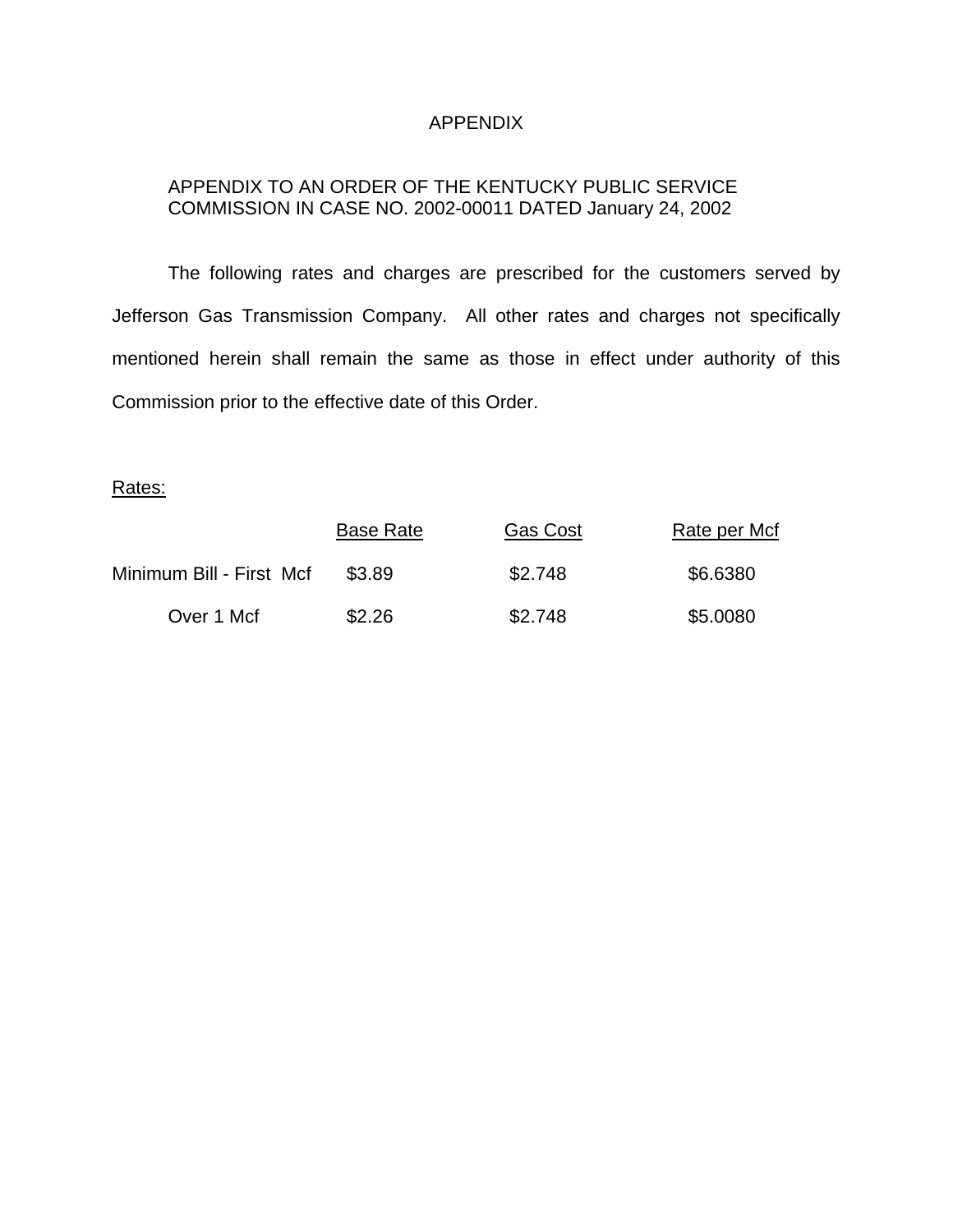# APPENDIX

APPENDIX TO AN ORDER OF THE KENTUCKY PUBLIC SERVICE COMMISSION IN CASE NO. 2002-00011 DATED January 24, 2002

The following rates and charges are prescribed for the customers served by Jefferson Gas Transmission Company. All other rates and charges not specifically mentioned herein shall remain the same as those in effect under authority of this Commission prior to the effective date of this Order.

Rates:

| | Base Rate | Gas Cost | Rate per Mcf |
|---|---|---|---|
| Minimum Bill - First Mcf | $3.89 | $2.748 | $6.6380 |
| Over 1 Mcf | $2.26 | $2.748 | $5.0080 |